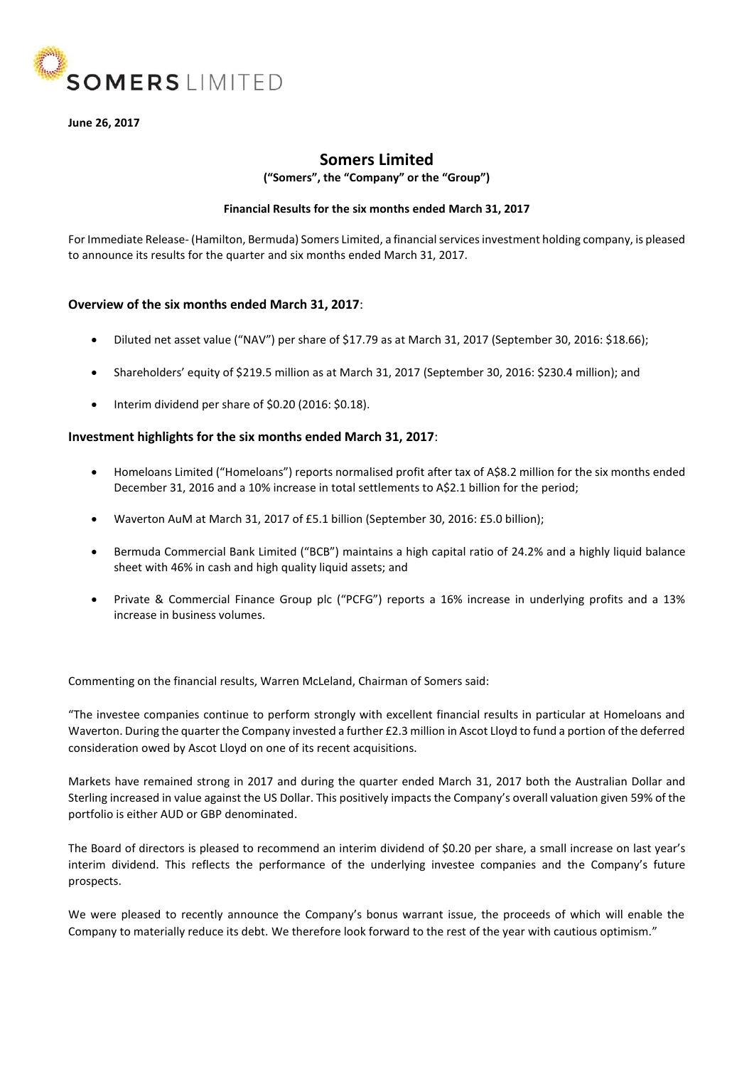**SOMERS** LIMITED

**June 26, 2017**

# Somers Limited

**("Somers", the "Company" or the "Group")**

**Financial Results for the six months ended March 31, 2017**

For Immediate Release- (Hamilton, Bermuda) Somers Limited, a financial services investment holding company, is pleased to announce its results for the quarter and six months ended March 31, 2017.

## Overview of the six months ended March 31, 2017:

- Diluted net asset value ("NAV") per share of $17.79 as at March 31, 2017 (September 30, 2016: $18.66);
- Shareholders' equity of $219.5 million as at March 31, 2017 (September 30, 2016: $230.4 million); and
- Interim dividend per share of $0.20 (2016: $0.18).

## Investment highlights for the six months ended March 31, 2017:

- Homeloans Limited ("Homeloans") reports normalised profit after tax of A$8.2 million for the six months ended December 31, 2016 and a 10% increase in total settlements to A$2.1 billion for the period;
- Waverton AuM at March 31, 2017 of £5.1 billion (September 30, 2016: £5.0 billion);
- Bermuda Commercial Bank Limited ("BCB") maintains a high capital ratio of 24.2% and a highly liquid balance sheet with 46% in cash and high quality liquid assets; and
- Private & Commercial Finance Group plc ("PCFG") reports a 16% increase in underlying profits and a 13% increase in business volumes.

Commenting on the financial results, Warren McLeland, Chairman of Somers said:

"The investee companies continue to perform strongly with excellent financial results in particular at Homeloans and Waverton. During the quarter the Company invested a further £2.3 million in Ascot Lloyd to fund a portion of the deferred consideration owed by Ascot Lloyd on one of its recent acquisitions.

Markets have remained strong in 2017 and during the quarter ended March 31, 2017 both the Australian Dollar and Sterling increased in value against the US Dollar. This positively impacts the Company's overall valuation given 59% of the portfolio is either AUD or GBP denominated.

The Board of directors is pleased to recommend an interim dividend of $0.20 per share, a small increase on last year's interim dividend. This reflects the performance of the underlying investee companies and the Company's future prospects.

We were pleased to recently announce the Company's bonus warrant issue, the proceeds of which will enable the Company to materially reduce its debt. We therefore look forward to the rest of the year with cautious optimism."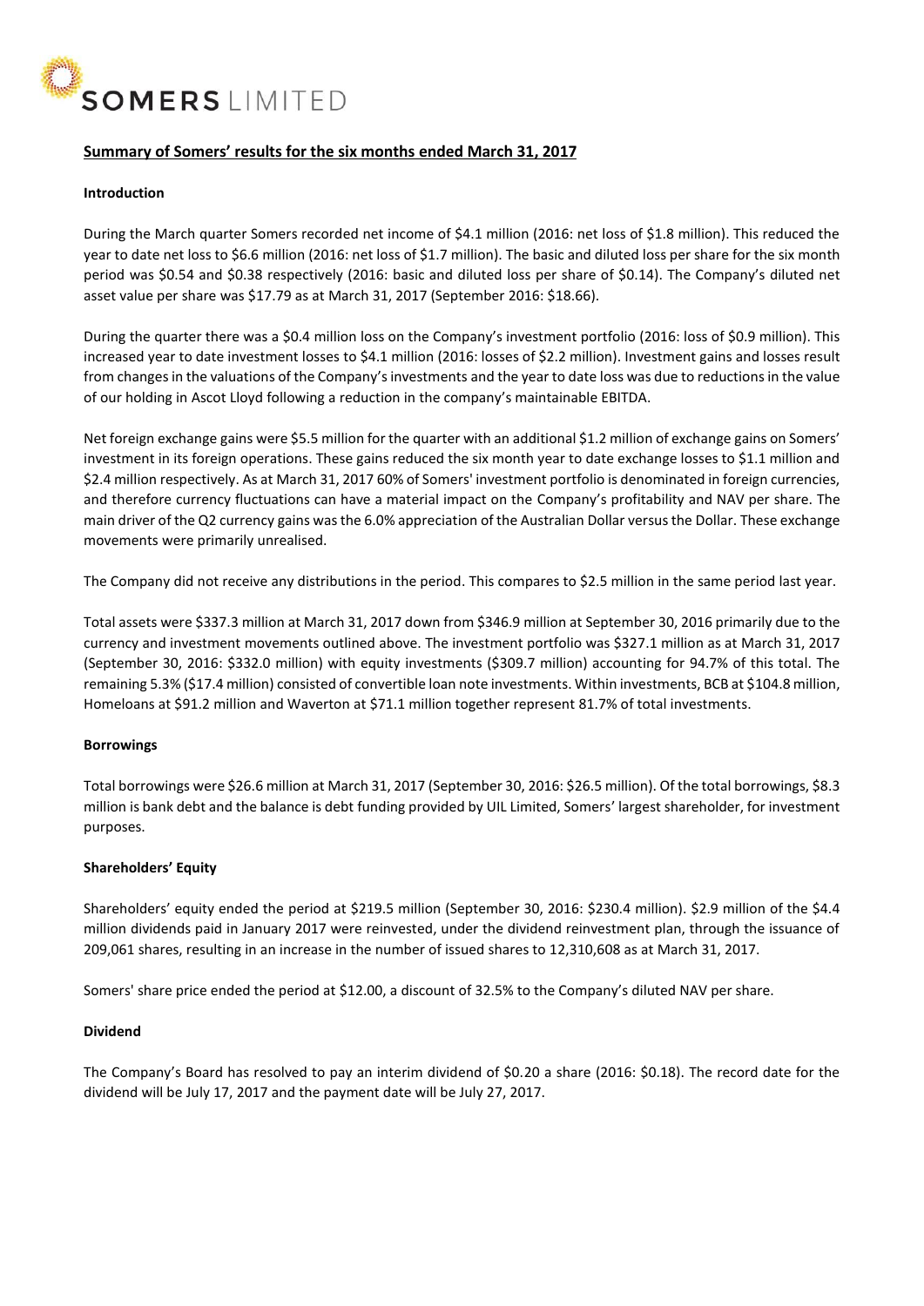# SOMERS LIMITED

## Summary of Somers' results for the six months ended March 31, 2017

### Introduction

During the March quarter Somers recorded net income of \$4.1 million (2016: net loss of \$1.8 million). This reduced the year to date net loss to \$6.6 million (2016: net loss of \$1.7 million). The basic and diluted loss per share for the six month period was \$0.54 and \$0.38 respectively (2016: basic and diluted loss per share of \$0.14). The Company's diluted net asset value per share was \$17.79 as at March 31, 2017 (September 2016: \$18.66).

During the quarter there was a \$0.4 million loss on the Company's investment portfolio (2016: loss of \$0.9 million). This increased year to date investment losses to \$4.1 million (2016: losses of \$2.2 million). Investment gains and losses result from changes in the valuations of the Company's investments and the year to date loss was due to reductions in the value of our holding in Ascot Lloyd following a reduction in the company's maintainable EBITDA.

Net foreign exchange gains were \$5.5 million for the quarter with an additional \$1.2 million of exchange gains on Somers' investment in its foreign operations. These gains reduced the six month year to date exchange losses to \$1.1 million and \$2.4 million respectively. As at March 31, 2017 60% of Somers' investment portfolio is denominated in foreign currencies, and therefore currency fluctuations can have a material impact on the Company's profitability and NAV per share. The main driver of the Q2 currency gains was the 6.0% appreciation of the Australian Dollar versus the Dollar. These exchange movements were primarily unrealised.

The Company did not receive any distributions in the period. This compares to \$2.5 million in the same period last year.

Total assets were \$337.3 million at March 31, 2017 down from \$346.9 million at September 30, 2016 primarily due to the currency and investment movements outlined above. The investment portfolio was \$327.1 million as at March 31, 2017 (September 30, 2016: \$332.0 million) with equity investments (\$309.7 million) accounting for 94.7% of this total. The remaining 5.3% (\$17.4 million) consisted of convertible loan note investments. Within investments, BCB at \$104.8 million, Homeloans at \$91.2 million and Waverton at \$71.1 million together represent 81.7% of total investments.

### Borrowings

Total borrowings were \$26.6 million at March 31, 2017 (September 30, 2016: \$26.5 million). Of the total borrowings, \$8.3 million is bank debt and the balance is debt funding provided by UIL Limited, Somers' largest shareholder, for investment purposes.

### Shareholders' Equity

Shareholders' equity ended the period at \$219.5 million (September 30, 2016: \$230.4 million). \$2.9 million of the \$4.4 million dividends paid in January 2017 were reinvested, under the dividend reinvestment plan, through the issuance of 209,061 shares, resulting in an increase in the number of issued shares to 12,310,608 as at March 31, 2017.

Somers' share price ended the period at \$12.00, a discount of 32.5% to the Company's diluted NAV per share.

### Dividend

The Company's Board has resolved to pay an interim dividend of \$0.20 a share (2016: \$0.18). The record date for the dividend will be July 17, 2017 and the payment date will be July 27, 2017.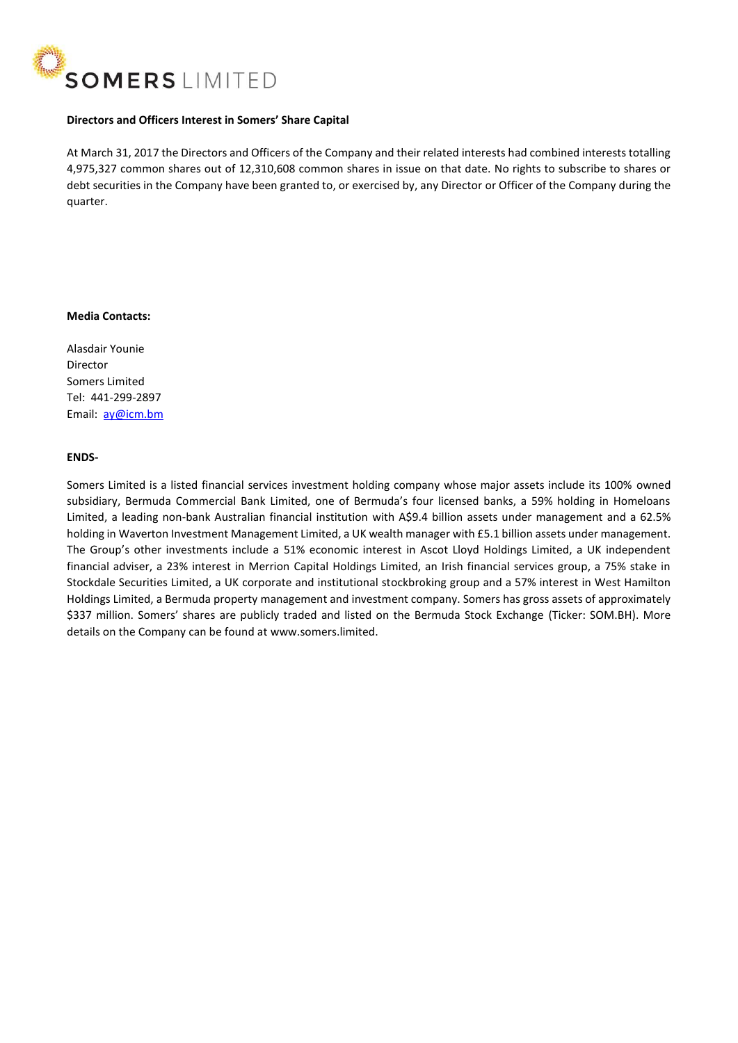SOMERS LIMITED

**Directors and Officers Interest in Somers' Share Capital**

At March 31, 2017 the Directors and Officers of the Company and their related interests had combined interests totalling 4,975,327 common shares out of 12,310,608 common shares in issue on that date. No rights to subscribe to shares or debt securities in the Company have been granted to, or exercised by, any Director or Officer of the Company during the quarter.

**Media Contacts:**

Alasdair Younie
Director
Somers Limited
Tel: 441-299-2897
Email: ay@icm.bm

**ENDS-**

Somers Limited is a listed financial services investment holding company whose major assets include its 100% owned subsidiary, Bermuda Commercial Bank Limited, one of Bermuda's four licensed banks, a 59% holding in Homeloans Limited, a leading non-bank Australian financial institution with A$9.4 billion assets under management and a 62.5% holding in Waverton Investment Management Limited, a UK wealth manager with £5.1 billion assets under management. The Group's other investments include a 51% economic interest in Ascot Lloyd Holdings Limited, a UK independent financial adviser, a 23% interest in Merrion Capital Holdings Limited, an Irish financial services group, a 75% stake in Stockdale Securities Limited, a UK corporate and institutional stockbroking group and a 57% interest in West Hamilton Holdings Limited, a Bermuda property management and investment company. Somers has gross assets of approximately $337 million. Somers' shares are publicly traded and listed on the Bermuda Stock Exchange (Ticker: SOM.BH). More details on the Company can be found at www.somers.limited.